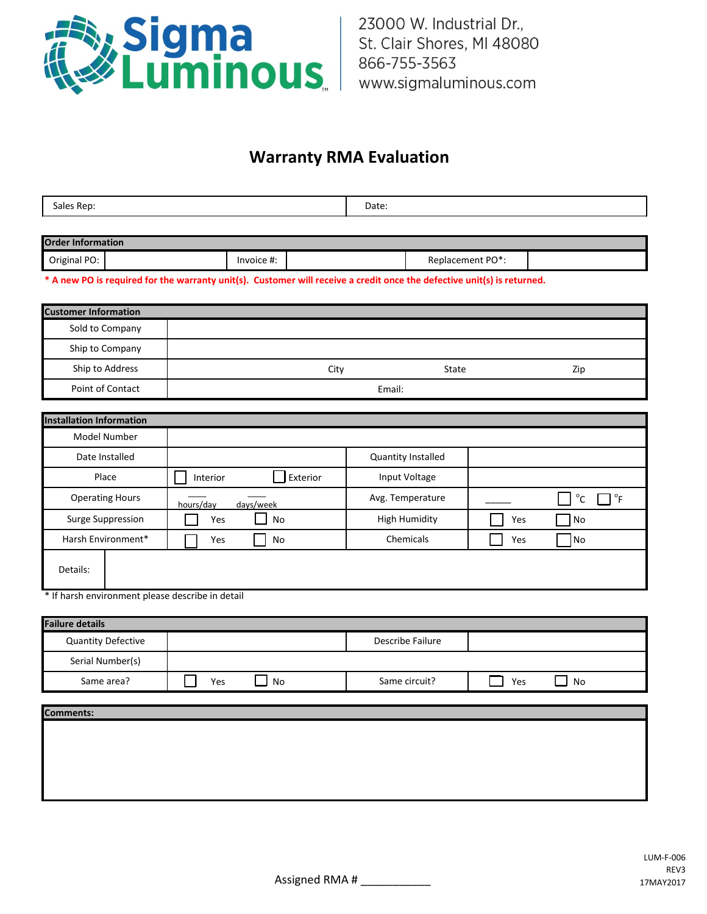Sigma Luminous

23000 W. Industrial Dr.,
St. Clair Shores, MI 48080
866-755-3563
www.sigmaluminous.com

# Warranty RMA Evaluation

| Sales Rep: | Date: |
|---|---|

| Order Information | | | | | |
|---|---|---|---|---|---|
| Original PO: | | Invoice #: | | Replacement PO*: | |

**\* A new PO is required for the warranty unit(s). Customer will receive a credit once the defective unit(s) is returned.**

| Customer Information | | | | |
|---|---|---|---|---|
| Sold to Company | | | | |
| Ship to Company | | | | |
| Ship to Address | | City | State | Zip |
| Point of Contact | | Email: | | |

| Installation Information | | | | |
|---|---|---|---|---|
| Model Number | | | | |
| Date Installed | | | Quantity Installed | |
| Place | ☐ Interior | ☐ Exterior | Input Voltage | |
| Operating Hours | ____ hours/day | ____ days/week | Avg. Temperature | ____ ☐ °C ☐ °F |
| Surge Suppression | ☐ Yes | ☐ No | High Humidity | ☐ Yes ☐ No |
| Harsh Environment* | ☐ Yes | ☐ No | Chemicals | ☐ Yes ☐ No |
| Details: | | | | |

\* If harsh environment please describe in detail

| Failure details | | | | |
|---|---|---|---|---|
| Quantity Defective | | | Describe Failure | |
| Serial Number(s) | | | | |
| Same area? | ☐ Yes | ☐ No | Same circuit? | ☐ Yes ☐ No |

| Comments: |
|---|
| |

Assigned RMA # ___________

LUM-F-006
REV3
17MAY2017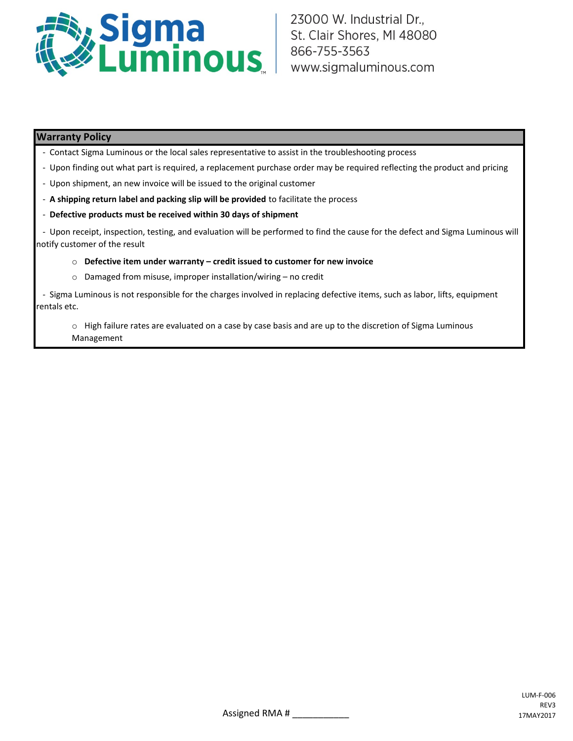Sigma Luminous

23000 W. Industrial Dr.,
St. Clair Shores, MI 48080
866-755-3563
www.sigmaluminous.com

## Warranty Policy

- Contact Sigma Luminous or the local sales representative to assist in the troubleshooting process
- Upon finding out what part is required, a replacement purchase order may be required reflecting the product and pricing
- Upon shipment, an new invoice will be issued to the original customer
- **A shipping return label and packing slip will be provided** to facilitate the process
- **Defective products must be received within 30 days of shipment**
- Upon receipt, inspection, testing, and evaluation will be performed to find the cause for the defect and Sigma Luminous will notify customer of the result
    - **Defective item under warranty – credit issued to customer for new invoice**
    - Damaged from misuse, improper installation/wiring – no credit
- Sigma Luminous is not responsible for the charges involved in replacing defective items, such as labor, lifts, equipment rentals etc.
    - High failure rates are evaluated on a case by case basis and are up to the discretion of Sigma Luminous Management

Assigned RMA # ___________

LUM-F-006
REV3
17MAY2017